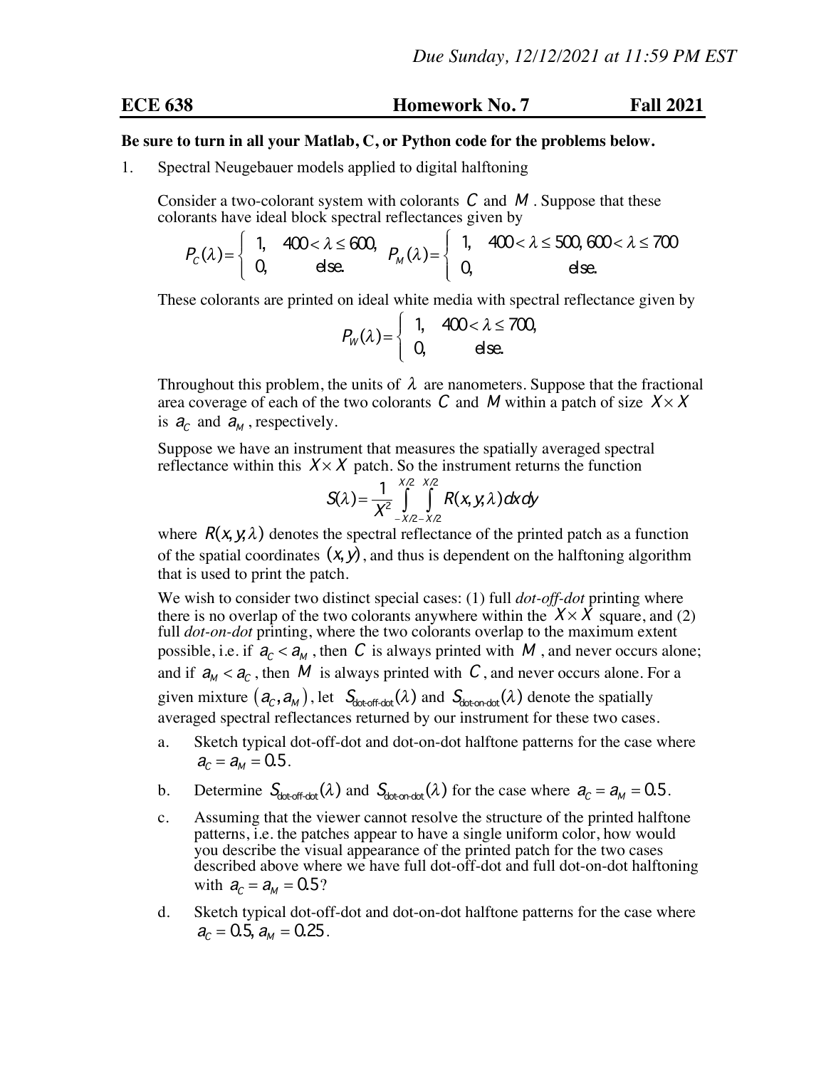*Due Sunday, 12/12/2021 at 11:59 PM EST*

**ECE 638** **Homework No. 7** **Fall 2021**

**Be sure to turn in all your Matlab, C, or Python code for the problems below.**

1. Spectral Neugebauer models applied to digital halftoning

   Consider a two-colorant system with colorants $C$ and $M$. Suppose that these colorants have ideal block spectral reflectances given by

   $$P_C(\lambda) = \begin{cases} 1, & 400 < \lambda \le 600, \\ 0, & \text{else.} \end{cases} \quad P_M(\lambda) = \begin{cases} 1, & 400 < \lambda \le 500, 600 < \lambda \le 700 \\ 0, & \text{else.} \end{cases}$$

   These colorants are printed on ideal white media with spectral reflectance given by

   $$P_W(\lambda) = \begin{cases} 1, & 400 < \lambda \le 700, \\ 0, & \text{else.} \end{cases}$$

   Throughout this problem, the units of $\lambda$ are nanometers. Suppose that the fractional area coverage of each of the two colorants $C$ and $M$ within a patch of size $X \times X$ is $a_C$ and $a_M$, respectively.

   Suppose we have an instrument that measures the spatially averaged spectral reflectance within this $X \times X$ patch. So the instrument returns the function

   $$S(\lambda) = \frac{1}{X^2} \int_{-X/2}^{X/2} \int_{-X/2}^{X/2} R(x, y, \lambda) \, dx \, dy$$

   where $R(x, y, \lambda)$ denotes the spectral reflectance of the printed patch as a function of the spatial coordinates $(x, y)$, and thus is dependent on the halftoning algorithm that is used to print the patch.

   We wish to consider two distinct special cases: (1) full *dot-off-dot* printing where there is no overlap of the two colorants anywhere within the $X \times X$ square, and (2) full *dot-on-dot* printing, where the two colorants overlap to the maximum extent possible, i.e. if $a_C < a_M$, then $C$ is always printed with $M$, and never occurs alone; and if $a_M < a_C$, then $M$ is always printed with $C$, and never occurs alone. For a given mixture $(a_C, a_M)$, let $S_{\text{dot-off-dot}}(\lambda)$ and $S_{\text{dot-on-dot}}(\lambda)$ denote the spatially averaged spectral reflectances returned by our instrument for these two cases.

   a. Sketch typical dot-off-dot and dot-on-dot halftone patterns for the case where $a_C = a_M = 0.5$.

   b. Determine $S_{\text{dot-off-dot}}(\lambda)$ and $S_{\text{dot-on-dot}}(\lambda)$ for the case where $a_C = a_M = 0.5$.

   c. Assuming that the viewer cannot resolve the structure of the printed halftone patterns, i.e. the patches appear to have a single uniform color, how would you describe the visual appearance of the printed patch for the two cases described above where we have full dot-off-dot and full dot-on-dot halftoning with $a_C = a_M = 0.5$?

   d. Sketch typical dot-off-dot and dot-on-dot halftone patterns for the case where $a_C = 0.5, a_M = 0.25$.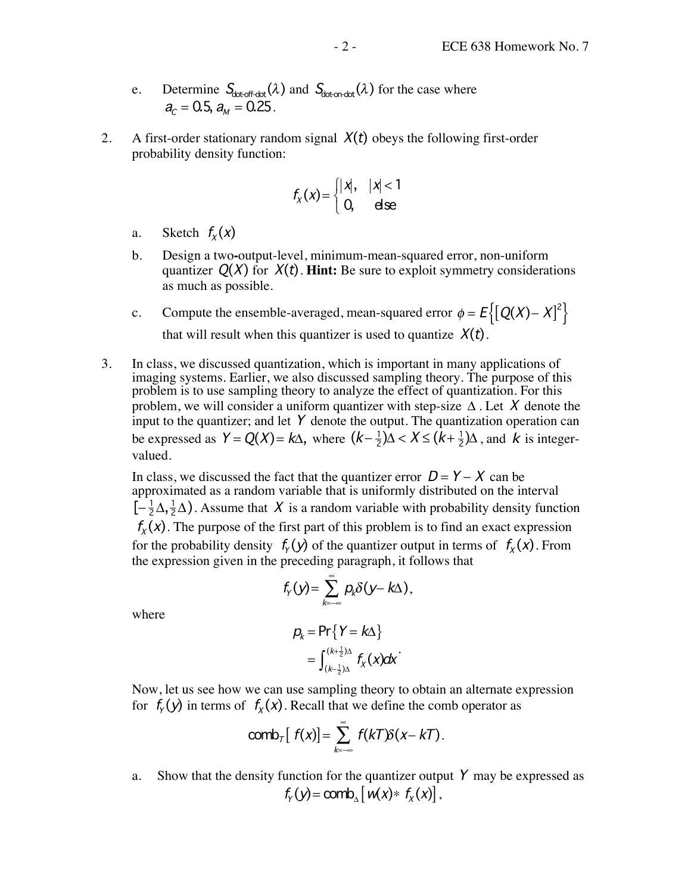e. Determine $S_{\text{dot-off-dot}}(\lambda)$ and $S_{\text{dot-on-dot}}(\lambda)$ for the case where $a_C = 0.5, a_M = 0.25$.

2. A first-order stationary random signal $X(t)$ obeys the following first-order probability density function:

$$f_X(x) = \begin{cases} |x|, & |x| < 1 \\ 0, & \text{else} \end{cases}$$

   a. Sketch $f_X(x)$

   b. Design a two-output-level, minimum-mean-squared error, non-uniform quantizer $Q(X)$ for $X(t)$. **Hint:** Be sure to exploit symmetry considerations as much as possible.

   c. Compute the ensemble-averaged, mean-squared error $\phi = E\left\{\left[Q(X) - X\right]^2\right\}$ that will result when this quantizer is used to quantize $X(t)$.

3. In class, we discussed quantization, which is important in many applications of imaging systems. Earlier, we also discussed sampling theory. The purpose of this problem is to use sampling theory to analyze the effect of quantization. For this problem, we will consider a uniform quantizer with step-size $\Delta$. Let $X$ denote the input to the quantizer; and let $Y$ denote the output. The quantization operation can be expressed as $Y = Q(X) = k\Delta,$ where $(k - \frac{1}{2})\Delta < X \leq (k + \frac{1}{2})\Delta$, and $k$ is integer-valued.

   In class, we discussed the fact that the quantizer error $D = Y - X$ can be approximated as a random variable that is uniformly distributed on the interval $[-\frac{1}{2}\Delta, \frac{1}{2}\Delta)$. Assume that $X$ is a random variable with probability density function $f_X(x)$. The purpose of the first part of this problem is to find an exact expression for the probability density $f_Y(y)$ of the quantizer output in terms of $f_X(x)$. From the expression given in the preceding paragraph, it follows that

$$f_Y(y) = \sum_{k=-\infty}^{\infty} p_k \delta(y - k\Delta),$$

   where

$$p_k = \Pr\{Y = k\Delta\} = \int_{(k-\frac{1}{2})\Delta}^{(k+\frac{1}{2})\Delta} f_X(x)dx.$$

   Now, let us see how we can use sampling theory to obtain an alternate expression for $f_Y(y)$ in terms of $f_X(x)$. Recall that we define the comb operator as

$$\text{comb}_T\left[\, f(x)\right] = \sum_{k=-\infty}^{\infty} f(kT)\delta(x - kT).$$

   a. Show that the density function for the quantizer output $Y$ may be expressed as

$$f_Y(y) = \text{comb}_\Delta\left[w(x) * f_X(x)\right],$$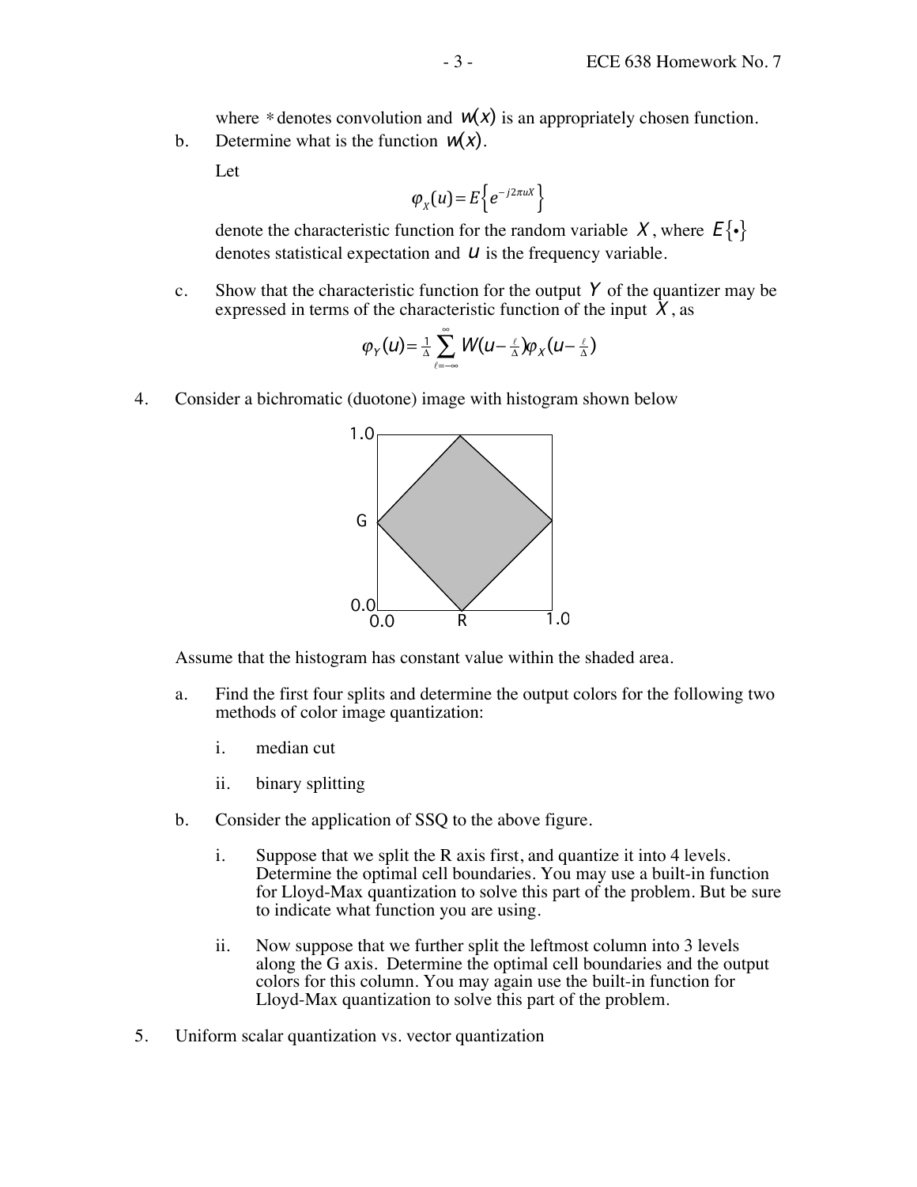where $*$ denotes convolution and $w(x)$ is an appropriately chosen function.

b. Determine what is the function $w(x)$.

Let

$$\varphi_X(u) = E\left\{e^{-j2\pi uX}\right\}$$

denote the characteristic function for the random variable $X$, where $E\{\bullet\}$ denotes statistical expectation and $u$ is the frequency variable.

c. Show that the characteristic function for the output $Y$ of the quantizer may be expressed in terms of the characteristic function of the input $X$, as

$$\varphi_Y(u) = \frac{1}{\Delta} \sum_{\ell=-\infty}^{\infty} W(u - \tfrac{\ell}{\Delta}) \varphi_X(u - \tfrac{\ell}{\Delta})$$

4. Consider a bichromatic (duotone) image with histogram shown below

Assume that the histogram has constant value within the shaded area.

a. Find the first four splits and determine the output colors for the following two methods of color image quantization:

   i. median cut

   ii. binary splitting

b. Consider the application of SSQ to the above figure.

   i. Suppose that we split the R axis first, and quantize it into 4 levels. Determine the optimal cell boundaries. You may use a built-in function for Lloyd-Max quantization to solve this part of the problem. But be sure to indicate what function you are using.

   ii. Now suppose that we further split the leftmost column into 3 levels along the G axis. Determine the optimal cell boundaries and the output colors for this column. You may again use the built-in function for Lloyd-Max quantization to solve this part of the problem.

5. Uniform scalar quantization vs. vector quantization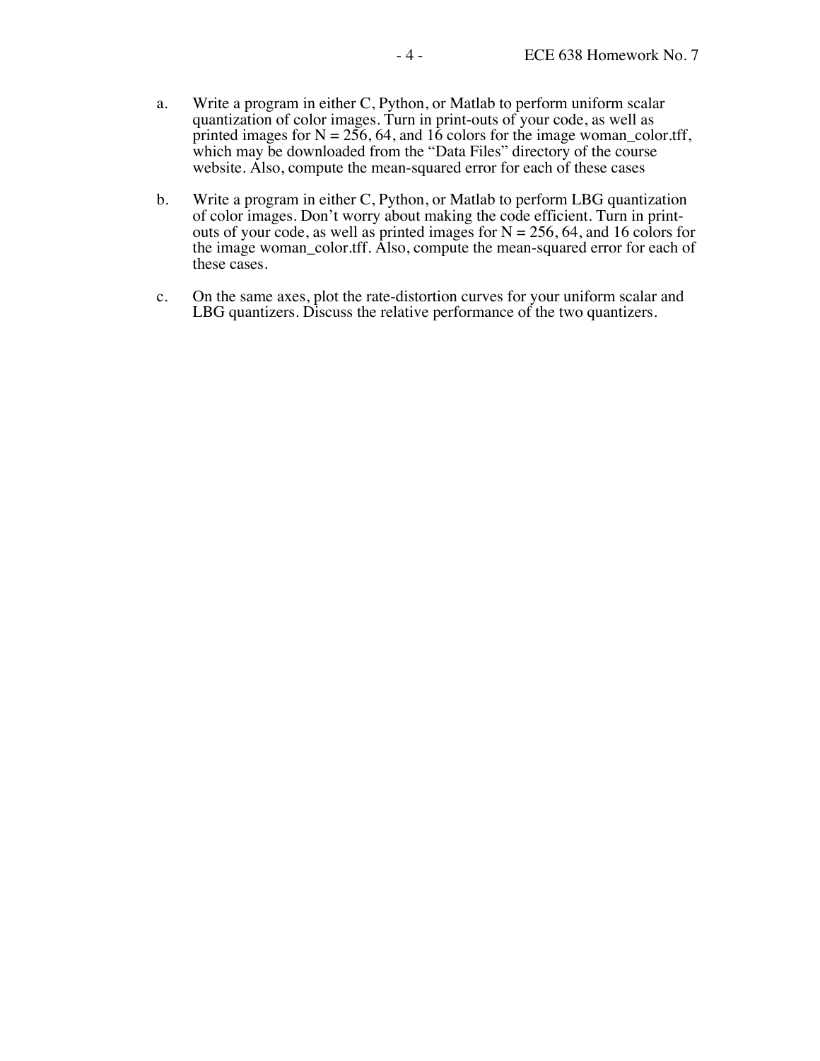a. Write a program in either C, Python, or Matlab to perform uniform scalar quantization of color images. Turn in print-outs of your code, as well as printed images for N = 256, 64, and 16 colors for the image woman_color.tff, which may be downloaded from the "Data Files" directory of the course website. Also, compute the mean-squared error for each of these cases

b. Write a program in either C, Python, or Matlab to perform LBG quantization of color images. Don't worry about making the code efficient. Turn in print-outs of your code, as well as printed images for N = 256, 64, and 16 colors for the image woman_color.tff. Also, compute the mean-squared error for each of these cases.

c. On the same axes, plot the rate-distortion curves for your uniform scalar and LBG quantizers. Discuss the relative performance of the two quantizers.